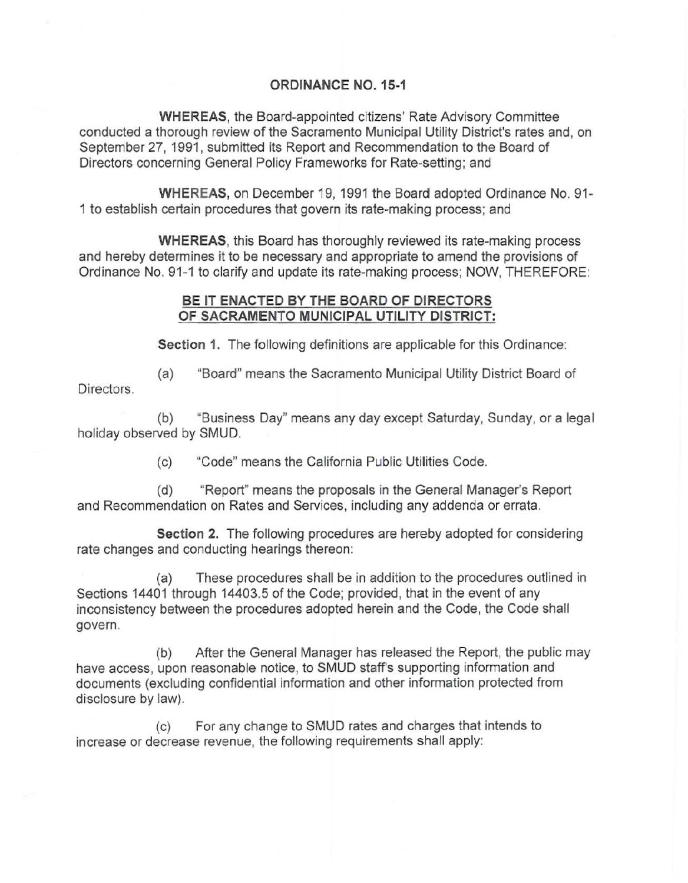## ORDINANCE NO. 15-1

**WHEREAS**, the Board-appointed citizens' Rate Advisory Committee conducted a thorough review of the Sacramento Municipal Utility District's rates and, on September 27, 1991, submitted its Report and Recommendation to the Board of Directors concerning General Policy Frameworks for Rate-setting; and

**WHEREAS,** on December 19, 1991 the Board adopted Ordinance No. 91-1 to establish certain procedures that govern its rate-making process; and

**WHEREAS**, this Board has thoroughly reviewed its rate-making process and hereby determines it to be necessary and appropriate to amend the provisions of Ordinance No. 91-1 to clarify and update its rate-making process; NOW, THEREFORE:

**BE IT ENACTED BY THE BOARD OF DIRECTORS OF SACRAMENTO MUNICIPAL UTILITY DISTRICT:**

**Section 1.** The following definitions are applicable for this Ordinance:

(a) "Board" means the Sacramento Municipal Utility District Board of Directors.

(b) "Business Day" means any day except Saturday, Sunday, or a legal holiday observed by SMUD.

(c) "Code" means the California Public Utilities Code.

(d) "Report" means the proposals in the General Manager's Report and Recommendation on Rates and Services, including any addenda or errata.

**Section 2.** The following procedures are hereby adopted for considering rate changes and conducting hearings thereon:

(a) These procedures shall be in addition to the procedures outlined in Sections 14401 through 14403.5 of the Code; provided, that in the event of any inconsistency between the procedures adopted herein and the Code, the Code shall govern.

(b) After the General Manager has released the Report, the public may have access, upon reasonable notice, to SMUD staff's supporting information and documents (excluding confidential information and other information protected from disclosure by law).

(c) For any change to SMUD rates and charges that intends to increase or decrease revenue, the following requirements shall apply: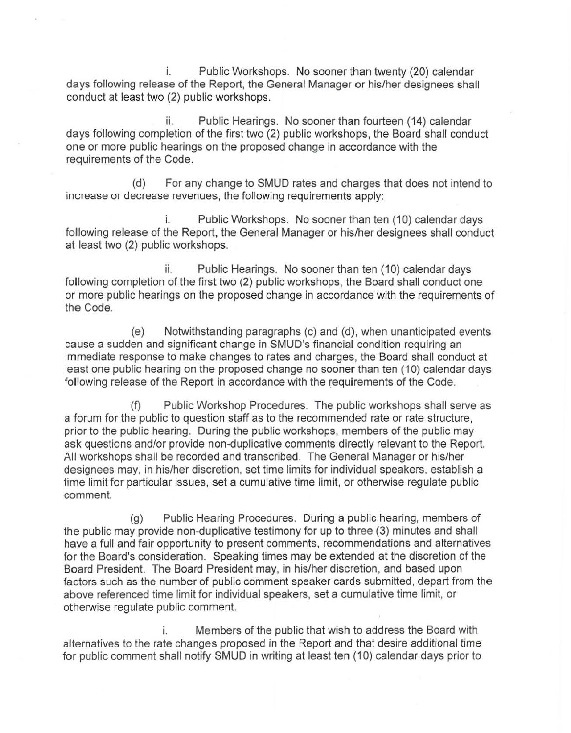i. Public Workshops. No sooner than twenty (20) calendar days following release of the Report, the General Manager or his/her designees shall conduct at least two (2) public workshops.

ii. Public Hearings. No sooner than fourteen (14) calendar days following completion of the first two (2) public workshops, the Board shall conduct one or more public hearings on the proposed change in accordance with the requirements of the Code.

(d) For any change to SMUD rates and charges that does not intend to increase or decrease revenues, the following requirements apply:

i. Public Workshops. No sooner than ten (10) calendar days following release of the Report, the General Manager or his/her designees shall conduct at least two (2) public workshops.

ii. Public Hearings. No sooner than ten (10) calendar days following completion of the first two (2) public workshops, the Board shall conduct one or more public hearings on the proposed change in accordance with the requirements of the Code.

(e) Notwithstanding paragraphs (c) and (d), when unanticipated events cause a sudden and significant change in SMUD's financial condition requiring an immediate response to make changes to rates and charges, the Board shall conduct at least one public hearing on the proposed change no sooner than ten (10) calendar days following release of the Report in accordance with the requirements of the Code.

(f) Public Workshop Procedures. The public workshops shall serve as a forum for the public to question staff as to the recommended rate or rate structure, prior to the public hearing. During the public workshops, members of the public may ask questions and/or provide non-duplicative comments directly relevant to the Report. All workshops shall be recorded and transcribed. The General Manager or his/her designees may, in his/her discretion, set time limits for individual speakers, establish a time limit for particular issues, set a cumulative time limit, or otherwise regulate public comment.

(g) Public Hearing Procedures. During a public hearing, members of the public may provide non-duplicative testimony for up to three (3) minutes and shall have a full and fair opportunity to present comments, recommendations and alternatives for the Board's consideration. Speaking times may be extended at the discretion of the Board President. The Board President may, in his/her discretion, and based upon factors such as the number of public comment speaker cards submitted, depart from the above referenced time limit for individual speakers, set a cumulative time limit, or otherwise regulate public comment.

i. Members of the public that wish to address the Board with alternatives to the rate changes proposed in the Report and that desire additional time for public comment shall notify SMUD in writing at least ten (10) calendar days prior to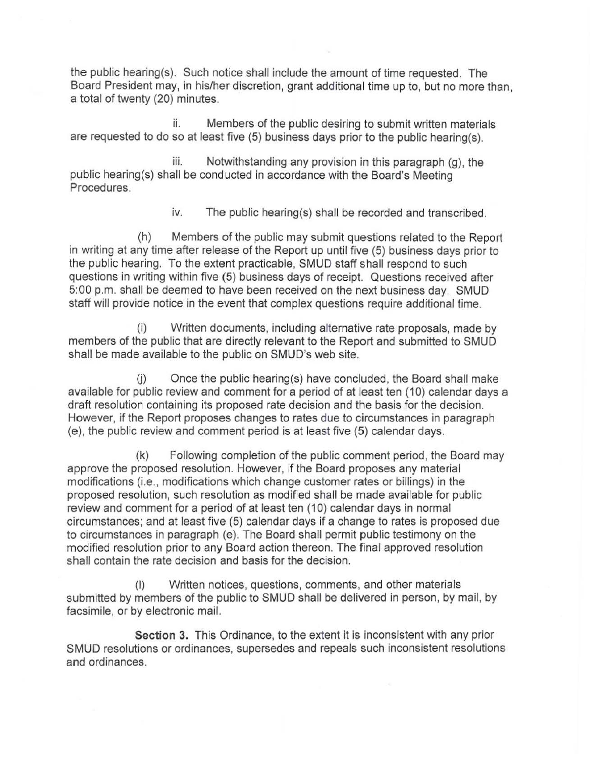the public hearing(s). Such notice shall include the amount of time requested. The Board President may, in his/her discretion, grant additional time up to, but no more than, a total of twenty (20) minutes.

ii. Members of the public desiring to submit written materials are requested to do so at least five (5) business days prior to the public hearing(s).

iii. Notwithstanding any provision in this paragraph (g), the public hearing(s) shall be conducted in accordance with the Board's Meeting Procedures.

iv. The public hearing(s) shall be recorded and transcribed.

(h) Members of the public may submit questions related to the Report in writing at any time after release of the Report up until five (5) business days prior to the public hearing. To the extent practicable, SMUD staff shall respond to such questions in writing within five (5) business days of receipt. Questions received after 5:00 p.m. shall be deemed to have been received on the next business day. SMUD staff will provide notice in the event that complex questions require additional time.

(i) Written documents, including alternative rate proposals, made by members of the public that are directly relevant to the Report and submitted to SMUD shall be made available to the public on SMUD's web site.

(j) Once the public hearing(s) have concluded, the Board shall make available for public review and comment for a period of at least ten (10) calendar days a draft resolution containing its proposed rate decision and the basis for the decision. However, if the Report proposes changes to rates due to circumstances in paragraph (e), the public review and comment period is at least five (5) calendar days.

(k) Following completion of the public comment period, the Board may approve the proposed resolution. However, if the Board proposes any material modifications (i.e., modifications which change customer rates or billings) in the proposed resolution, such resolution as modified shall be made available for public review and comment for a period of at least ten (10) calendar days in normal circumstances; and at least five (5) calendar days if a change to rates is proposed due to circumstances in paragraph (e). The Board shall permit public testimony on the modified resolution prior to any Board action thereon. The final approved resolution shall contain the rate decision and basis for the decision.

(l) Written notices, questions, comments, and other materials submitted by members of the public to SMUD shall be delivered in person, by mail, by facsimile, or by electronic mail.

**Section 3.** This Ordinance, to the extent it is inconsistent with any prior SMUD resolutions or ordinances, supersedes and repeals such inconsistent resolutions and ordinances.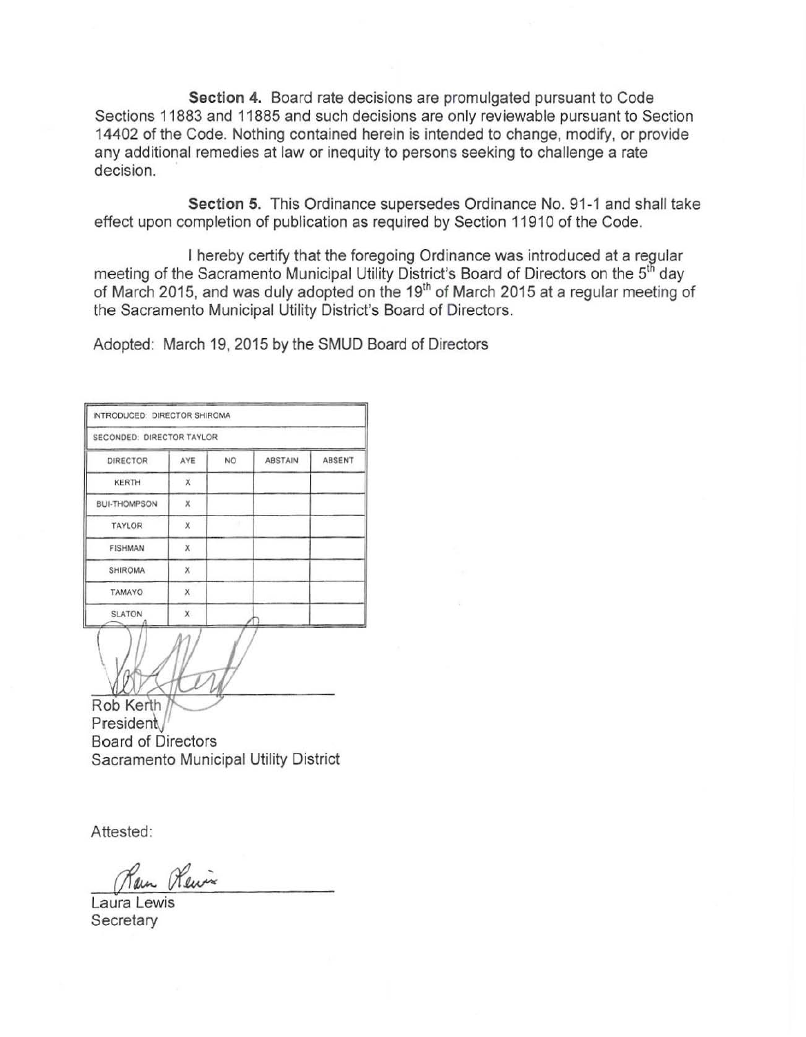**Section 4.** Board rate decisions are promulgated pursuant to Code Sections 11883 and 11885 and such decisions are only reviewable pursuant to Section 14402 of the Code. Nothing contained herein is intended to change, modify, or provide any additional remedies at law or inequity to persons seeking to challenge a rate decision.

**Section 5.** This Ordinance supersedes Ordinance No. 91-1 and shall take effect upon completion of publication as required by Section 11910 of the Code.

I hereby certify that the foregoing Ordinance was introduced at a regular meeting of the Sacramento Municipal Utility District's Board of Directors on the 5th day of March 2015, and was duly adopted on the 19th of March 2015 at a regular meeting of the Sacramento Municipal Utility District's Board of Directors.

Adopted: March 19, 2015 by the SMUD Board of Directors

INTRODUCED: DIRECTOR SHIROMA

SECONDED: DIRECTOR TAYLOR

| DIRECTOR | AYE | NO | ABSTAIN | ABSENT |
|---|---|---|---|---|
| KERTH | X | | | |
| BUI-THOMPSON | X | | | |
| TAYLOR | X | | | |
| FISHMAN | X | | | |
| SHIROMA | X | | | |
| TAMAYO | X | | | |
| SLATON | X | | | |

Rob Kerth
President
Board of Directors
Sacramento Municipal Utility District

Attested:

Laura Lewis
Secretary